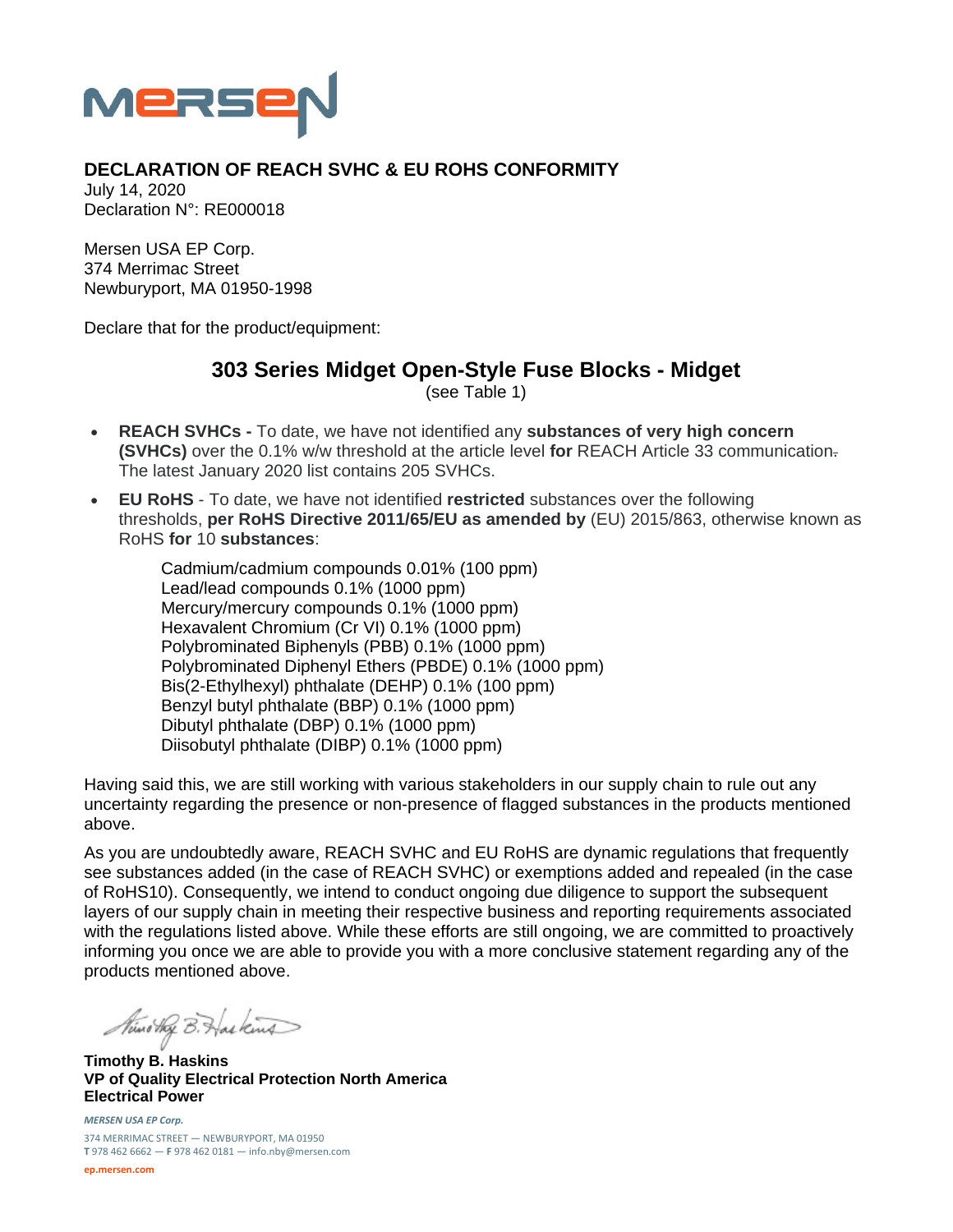# DECLARATION OF REACH SVHC & EU ROHS CONFORMITY

July 14, 2020
Declaration N°: RE000018

Mersen USA EP Corp.
374 Merrimac Street
Newburyport, MA 01950-1998

Declare that for the product/equipment:

## 303 Series Midget Open-Style Fuse Blocks - Midget

(see Table 1)

- **REACH SVHCs -** To date, we have not identified any **substances of very high concern (SVHCs)** over the 0.1% w/w threshold at the article level **for** REACH Article 33 communication. The latest January 2020 list contains 205 SVHCs.
- **EU RoHS** - To date, we have not identified **restricted** substances over the following thresholds, **per RoHS Directive 2011/65/EU as amended by** (EU) 2015/863, otherwise known as RoHS **for** 10 **substances**:

  Cadmium/cadmium compounds 0.01% (100 ppm)
  Lead/lead compounds 0.1% (1000 ppm)
  Mercury/mercury compounds 0.1% (1000 ppm)
  Hexavalent Chromium (Cr VI) 0.1% (1000 ppm)
  Polybrominated Biphenyls (PBB) 0.1% (1000 ppm)
  Polybrominated Diphenyl Ethers (PBDE) 0.1% (1000 ppm)
  Bis(2-Ethylhexyl) phthalate (DEHP) 0.1% (100 ppm)
  Benzyl butyl phthalate (BBP) 0.1% (1000 ppm)
  Dibutyl phthalate (DBP) 0.1% (1000 ppm)
  Diisobutyl phthalate (DIBP) 0.1% (1000 ppm)

Having said this, we are still working with various stakeholders in our supply chain to rule out any uncertainty regarding the presence or non-presence of flagged substances in the products mentioned above.

As you are undoubtedly aware, REACH SVHC and EU RoHS are dynamic regulations that frequently see substances added (in the case of REACH SVHC) or exemptions added and repealed (in the case of RoHS10). Consequently, we intend to conduct ongoing due diligence to support the subsequent layers of our supply chain in meeting their respective business and reporting requirements associated with the regulations listed above. While these efforts are still ongoing, we are committed to proactively informing you once we are able to provide you with a more conclusive statement regarding any of the products mentioned above.

**Timothy B. Haskins**
**VP of Quality Electrical Protection North America**
**Electrical Power**

*MERSEN USA EP Corp.*
374 MERRIMAC STREET — NEWBURYPORT, MA 01950
**T** 978 462 6662 — **F** 978 462 0181 — info.nby@mersen.com
**ep.mersen.com**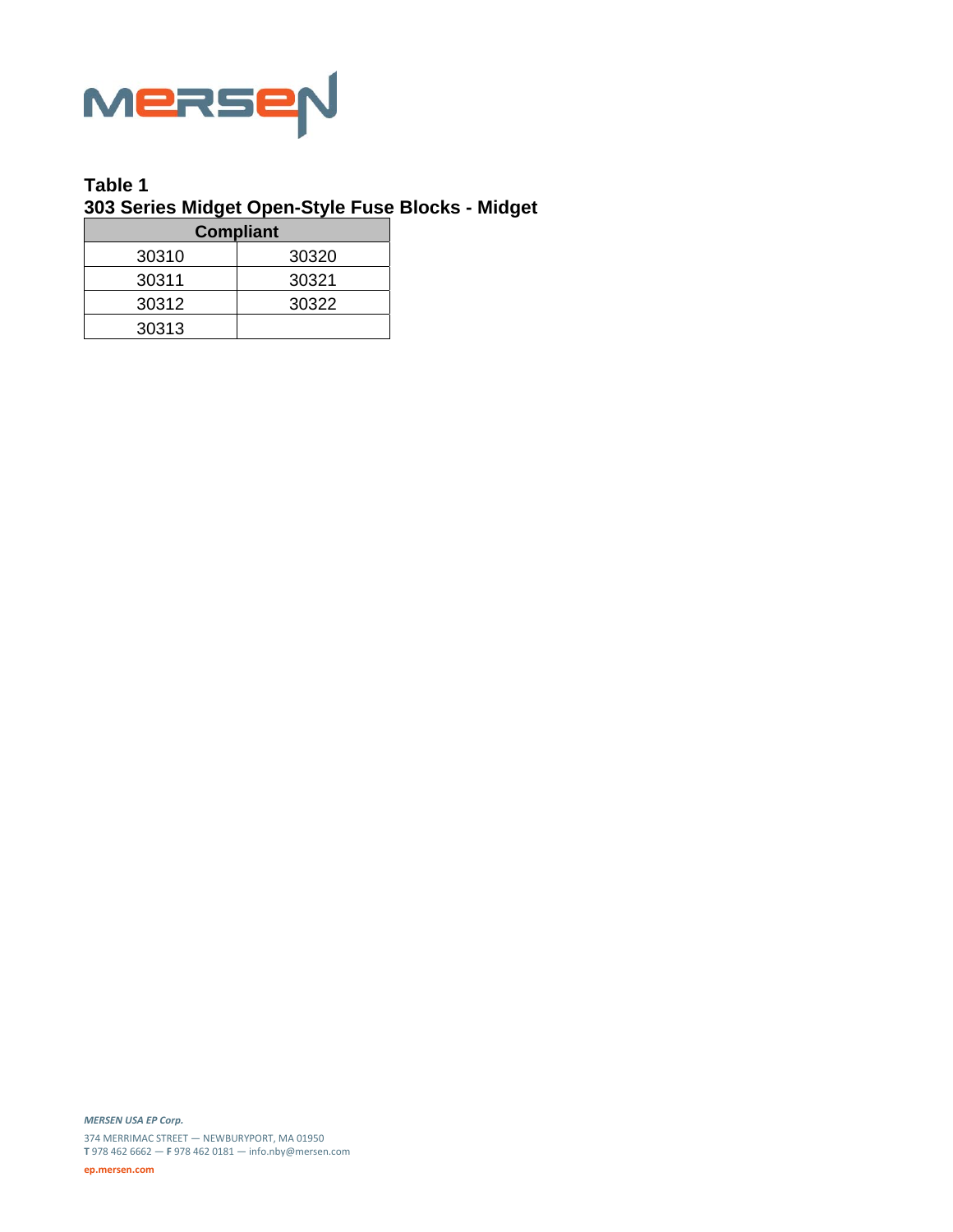**Table 1**
**303 Series Midget Open-Style Fuse Blocks - Midget**

| Compliant | |
|---|---|
| 30310 | 30320 |
| 30311 | 30321 |
| 30312 | 30322 |
| 30313 | |

*MERSEN USA EP Corp.*

374 MERRIMAC STREET — NEWBURYPORT, MA 01950
**T** 978 462 6662 — **F** 978 462 0181 — info.nby@mersen.com

**ep.mersen.com**